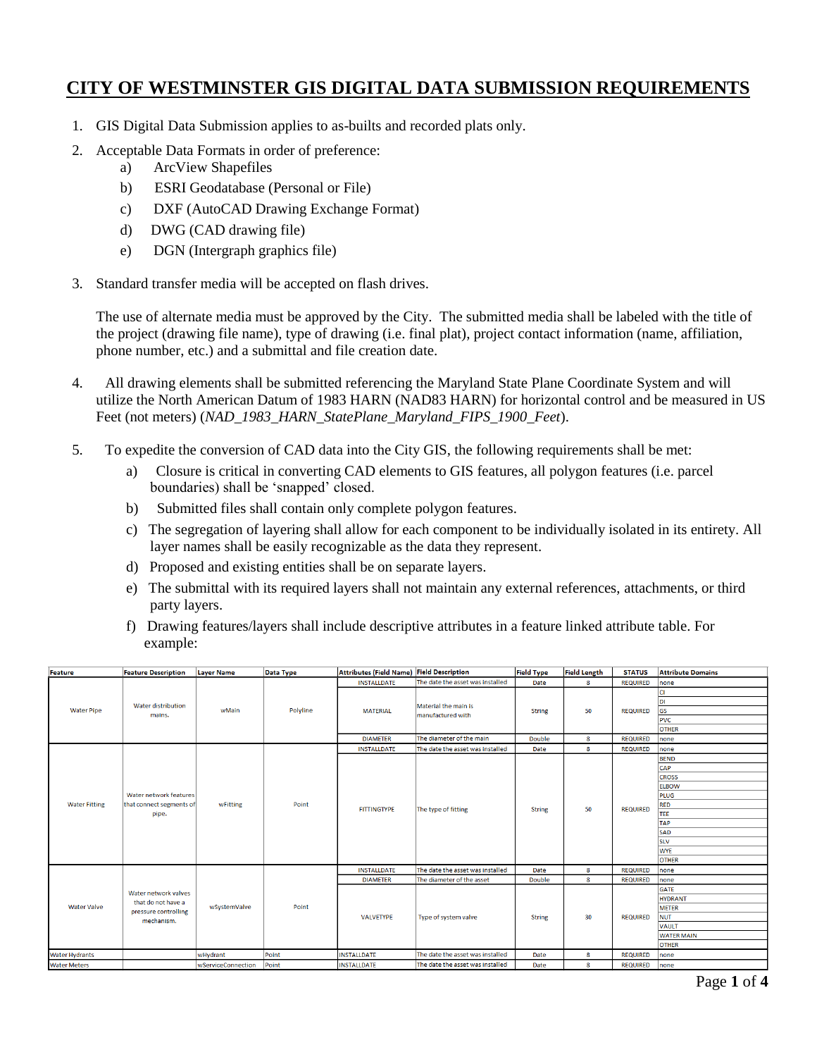# CITY OF WESTMINSTER GIS DIGITAL DATA SUBMISSION REQUIREMENTS

1. GIS Digital Data Submission applies to as-builts and recorded plats only.
2. Acceptable Data Formats in order of preference:
   a) ArcView Shapefiles
   b) ESRI Geodatabase (Personal or File)
   c) DXF (AutoCAD Drawing Exchange Format)
   d) DWG (CAD drawing file)
   e) DGN (Intergraph graphics file)
3. Standard transfer media will be accepted on flash drives.

   The use of alternate media must be approved by the City. The submitted media shall be labeled with the title of the project (drawing file name), type of drawing (i.e. final plat), project contact information (name, affiliation, phone number, etc.) and a submittal and file creation date.
4. All drawing elements shall be submitted referencing the Maryland State Plane Coordinate System and will utilize the North American Datum of 1983 HARN (NAD83 HARN) for horizontal control and be measured in US Feet (not meters) (*NAD_1983_HARN_StatePlane_Maryland_FIPS_1900_Feet*).
5. To expedite the conversion of CAD data into the City GIS, the following requirements shall be met:
   a) Closure is critical in converting CAD elements to GIS features, all polygon features (i.e. parcel boundaries) shall be 'snapped' closed.
   b) Submitted files shall contain only complete polygon features.
   c) The segregation of layering shall allow for each component to be individually isolated in its entirety. All layer names shall be easily recognizable as the data they represent.
   d) Proposed and existing entities shall be on separate layers.
   e) The submittal with its required layers shall not maintain any external references, attachments, or third party layers.
   f) Drawing features/layers shall include descriptive attributes in a feature linked attribute table. For example:

| Feature | Feature Description | Layer Name | Data Type | Attributes (Field Name) | Field Description | Field Type | Field Length | STATUS | Attribute Domains |
|---|---|---|---|---|---|---|---|---|---|
| Water Pipe | Water distribution mains. | wMain | Polyline | INSTALLDATE | The date the asset was installed | Date | 8 | REQUIRED | none |
| | | | | MATERIAL | Material the main is manufactured with | String | 50 | REQUIRED | CI |
| | | | | | | | | | DI |
| | | | | | | | | | GS |
| | | | | | | | | | PVC |
| | | | | | | | | | OTHER |
| | | | | DIAMETER | The diameter of the main | Double | 8 | REQUIRED | none |
| Water Fitting | Water network features that connect segments of pipe. | wFitting | Point | INSTALLDATE | The date the asset was installed | Date | 8 | REQUIRED | none |
| | | | | FITTINGTYPE | The type of fitting | String | 50 | REQUIRED | BEND |
| | | | | | | | | | CAP |
| | | | | | | | | | CROSS |
| | | | | | | | | | ELBOW |
| | | | | | | | | | PLUG |
| | | | | | | | | | RED |
| | | | | | | | | | TEE |
| | | | | | | | | | TAP |
| | | | | | | | | | SAD |
| | | | | | | | | | SLV |
| | | | | | | | | | WYE |
| | | | | | | | | | OTHER |
| Water Valve | Water network valves that do not have a pressure controlling mechanism. | wSystemValve | Point | INSTALLDATE | The date the asset was installed | Date | 8 | REQUIRED | none |
| | | | | DIAMETER | The diameter of the asset | Double | 8 | REQUIRED | none |
| | | | | VALVETYPE | Type of system valve | String | 30 | REQUIRED | GATE |
| | | | | | | | | | HYDRANT |
| | | | | | | | | | METER |
| | | | | | | | | | NUT |
| | | | | | | | | | VAULT |
| | | | | | | | | | WATER MAIN |
| | | | | | | | | | OTHER |
| Water Hydrants | | wHydrant | Point | INSTALLDATE | The date the asset was installed | Date | 8 | REQUIRED | none |
| Water Meters | | wServiceConnection | Point | INSTALLDATE | The date the asset was installed | Date | 8 | REQUIRED | none |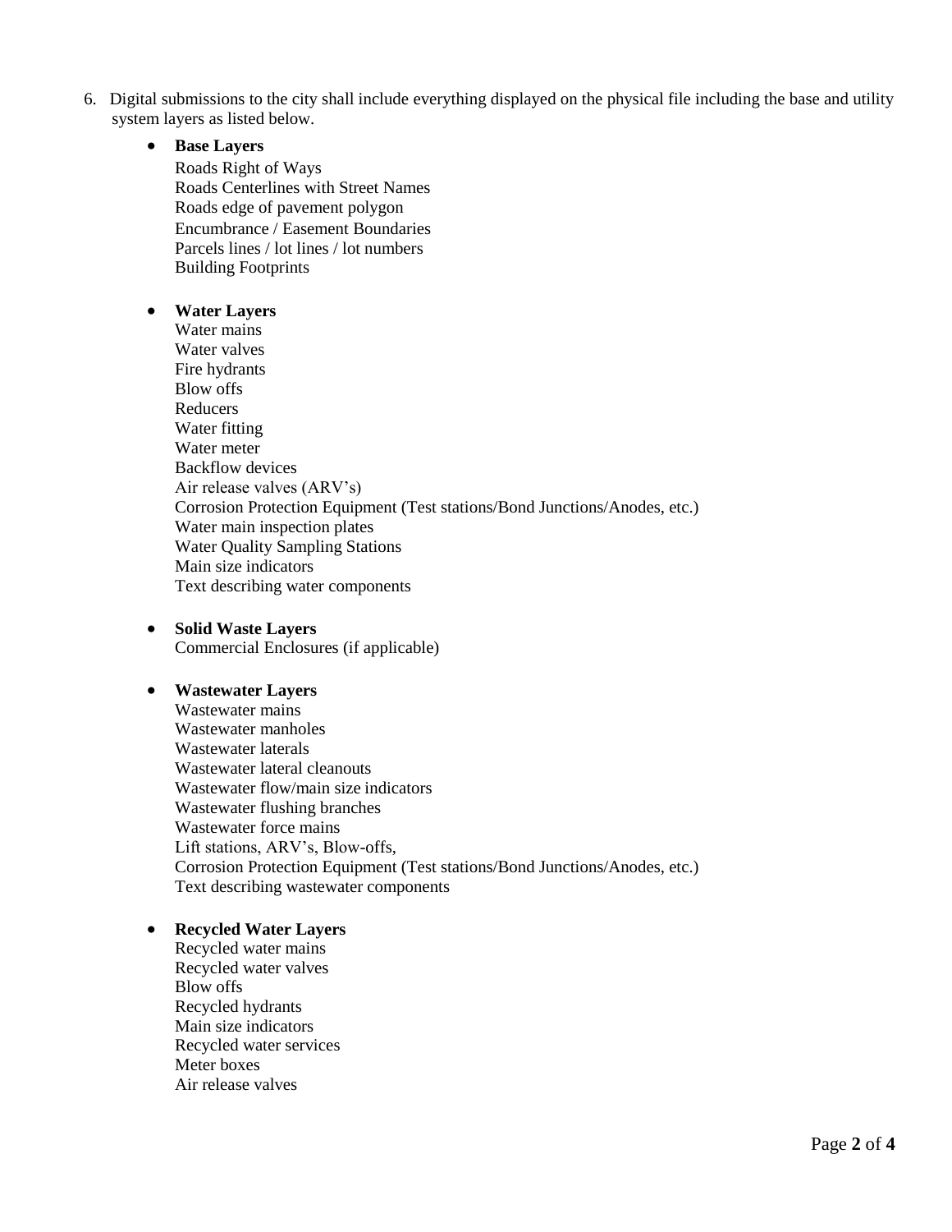6. Digital submissions to the city shall include everything displayed on the physical file including the base and utility system layers as listed below.

   - **Base Layers**
     Roads Right of Ways
     Roads Centerlines with Street Names
     Roads edge of pavement polygon
     Encumbrance / Easement Boundaries
     Parcels lines / lot lines / lot numbers
     Building Footprints

   - **Water Layers**
     Water mains
     Water valves
     Fire hydrants
     Blow offs
     Reducers
     Water fitting
     Water meter
     Backflow devices
     Air release valves (ARV's)
     Corrosion Protection Equipment (Test stations/Bond Junctions/Anodes, etc.)
     Water main inspection plates
     Water Quality Sampling Stations
     Main size indicators
     Text describing water components

   - **Solid Waste Layers**
     Commercial Enclosures (if applicable)

   - **Wastewater Layers**
     Wastewater mains
     Wastewater manholes
     Wastewater laterals
     Wastewater lateral cleanouts
     Wastewater flow/main size indicators
     Wastewater flushing branches
     Wastewater force mains
     Lift stations, ARV's, Blow-offs,
     Corrosion Protection Equipment (Test stations/Bond Junctions/Anodes, etc.)
     Text describing wastewater components

   - **Recycled Water Layers**
     Recycled water mains
     Recycled water valves
     Blow offs
     Recycled hydrants
     Main size indicators
     Recycled water services
     Meter boxes
     Air release valves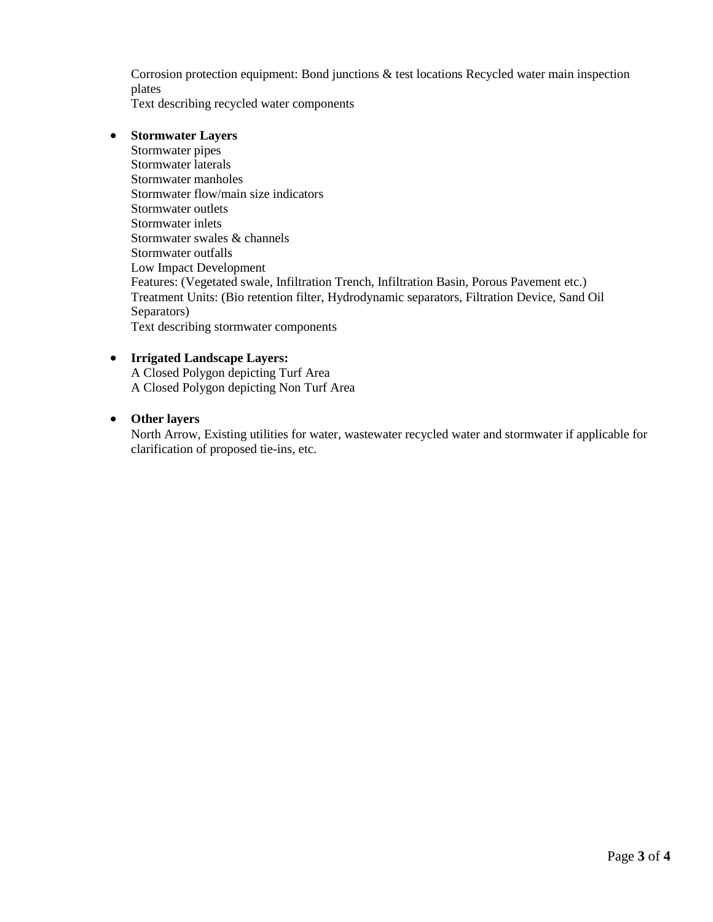Corrosion protection equipment: Bond junctions & test locations Recycled water main inspection plates
Text describing recycled water components

- **Stormwater Layers**
  Stormwater pipes
  Stormwater laterals
  Stormwater manholes
  Stormwater flow/main size indicators
  Stormwater outlets
  Stormwater inlets
  Stormwater swales & channels
  Stormwater outfalls
  Low Impact Development
  Features: (Vegetated swale, Infiltration Trench, Infiltration Basin, Porous Pavement etc.)
  Treatment Units: (Bio retention filter, Hydrodynamic separators, Filtration Device, Sand Oil Separators)
  Text describing stormwater components

- **Irrigated Landscape Layers:**
  A Closed Polygon depicting Turf Area
  A Closed Polygon depicting Non Turf Area

- **Other layers**
  North Arrow, Existing utilities for water, wastewater recycled water and stormwater if applicable for clarification of proposed tie-ins, etc.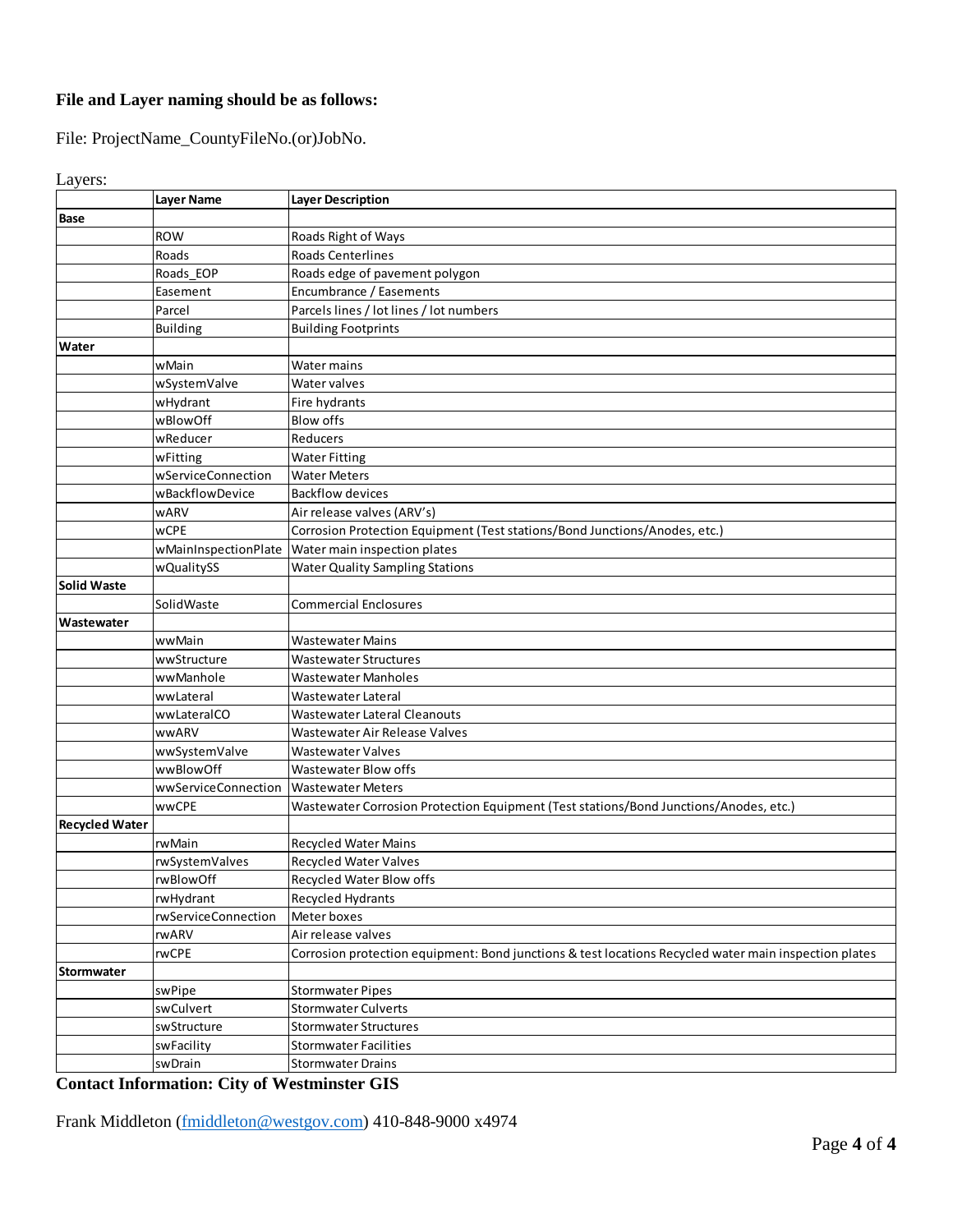**File and Layer naming should be as follows:**

File: ProjectName_CountyFileNo.(or)JobNo.

Layers:

| | Layer Name | Layer Description |
|---|---|---|
| **Base** | | |
| | ROW | Roads Right of Ways |
| | Roads | Roads Centerlines |
| | Roads_EOP | Roads edge of pavement polygon |
| | Easement | Encumbrance / Easements |
| | Parcel | Parcels lines / lot lines / lot numbers |
| | Building | Building Footprints |
| **Water** | | |
| | wMain | Water mains |
| | wSystemValve | Water valves |
| | wHydrant | Fire hydrants |
| | wBlowOff | Blow offs |
| | wReducer | Reducers |
| | wFitting | Water Fitting |
| | wServiceConnection | Water Meters |
| | wBackflowDevice | Backflow devices |
| | wARV | Air release valves (ARV's) |
| | wCPE | Corrosion Protection Equipment (Test stations/Bond Junctions/Anodes, etc.) |
| | wMainInspectionPlate | Water main inspection plates |
| | wQualitySS | Water Quality Sampling Stations |
| **Solid Waste** | | |
| | SolidWaste | Commercial Enclosures |
| **Wastewater** | | |
| | wwMain | Wastewater Mains |
| | wwStructure | Wastewater Structures |
| | wwManhole | Wastewater Manholes |
| | wwLateral | Wastewater Lateral |
| | wwLateralCO | Wastewater Lateral Cleanouts |
| | wwARV | Wastewater Air Release Valves |
| | wwSystemValve | Wastewater Valves |
| | wwBlowOff | Wastewater Blow offs |
| | wwServiceConnection | Wastewater Meters |
| | wwCPE | Wastewater Corrosion Protection Equipment (Test stations/Bond Junctions/Anodes, etc.) |
| **Recycled Water** | | |
| | rwMain | Recycled Water Mains |
| | rwSystemValves | Recycled Water Valves |
| | rwBlowOff | Recycled Water Blow offs |
| | rwHydrant | Recycled Hydrants |
| | rwServiceConnection | Meter boxes |
| | rwARV | Air release valves |
| | rwCPE | Corrosion protection equipment: Bond junctions & test locations Recycled water main inspection plates |
| **Stormwater** | | |
| | swPipe | Stormwater Pipes |
| | swCulvert | Stormwater Culverts |
| | swStructure | Stormwater Structures |
| | swFacility | Stormwater Facilities |
| | swDrain | Stormwater Drains |

**Contact Information: City of Westminster GIS**

Frank Middleton (fmiddleton@westgov.com) 410-848-9000 x4974